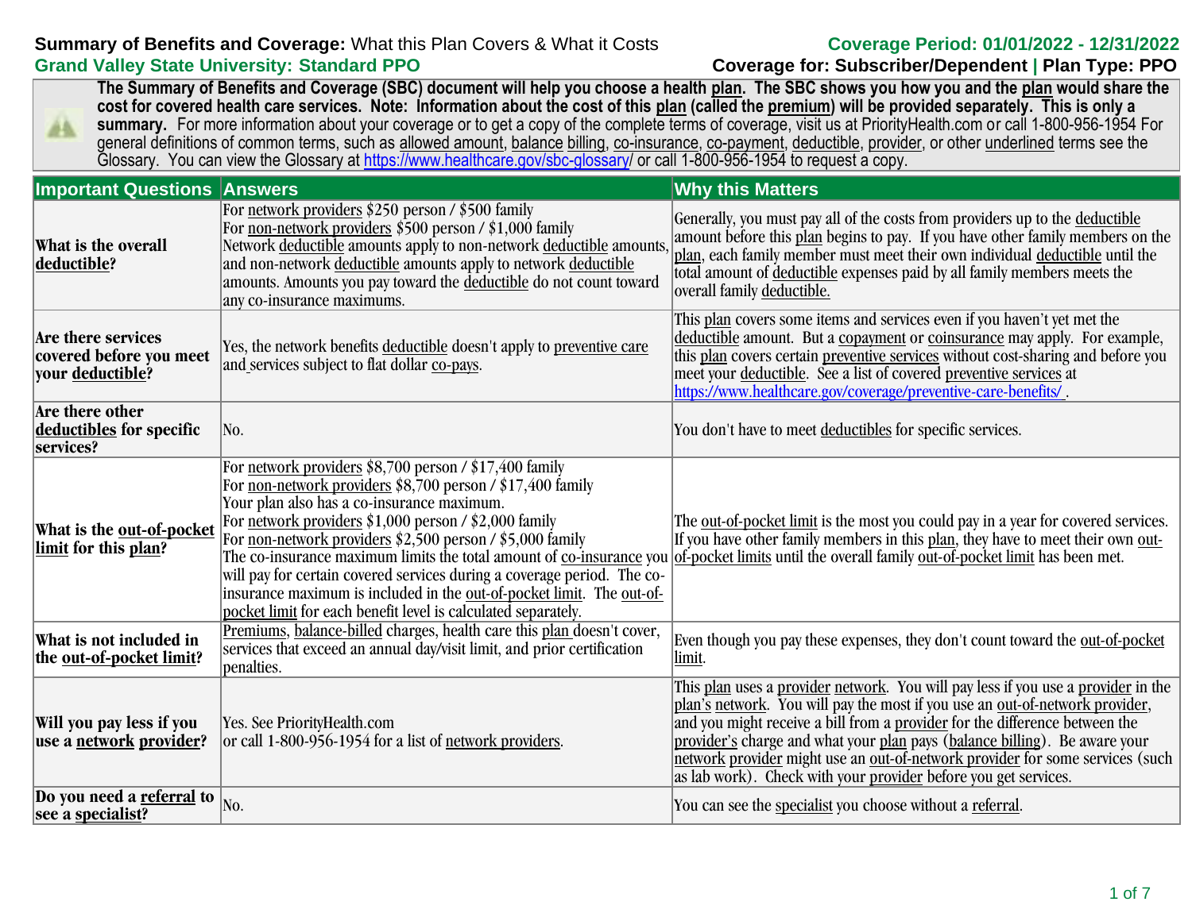**Summary of Benefits and Coverage:** What this Plan Covers & What it Costs

**Grand Valley State University: Standard PPO**

**Coverage Period: 01/01/2022 - 12/31/2022**

**Coverage for: Subscriber/Dependent | Plan Type: PPO**

**The Summary of Benefits and Coverage (SBC) document will help you choose a health plan. The SBC shows you how you and the plan would share the cost for covered health care services. Note: Information about the cost of this plan (called the premium) will be provided separately. This is only a summary.** For more information about your coverage or to get a copy of the complete terms of coverage, visit us at PriorityHealth.com or call 1-800-956-1954 For general definitions of common terms, such as allowed amount, balance billing, co-insurance, co-payment, deductible, provider, or other underlined terms see the Glossary. You can view the Glossary at https://www.healthcare.gov/sbc-glossary/ or call 1-800-956-1954 to request a copy.

| Important Questions | Answers | Why this Matters |
| --- | --- | --- |
| **What is the overall deductible?** | For network providers $250 person / $500 family<br>For non-network providers $500 person / $1,000 family<br>Network deductible amounts apply to non-network deductible amounts, and non-network deductible amounts apply to network deductible amounts. Amounts you pay toward the deductible do not count toward any co-insurance maximums. | Generally, you must pay all of the costs from providers up to the deductible amount before this plan begins to pay. If you have other family members on the plan, each family member must meet their own individual deductible until the total amount of deductible expenses paid by all family members meets the overall family deductible. |
| **Are there services covered before you meet your deductible?** | Yes, the network benefits deductible doesn't apply to preventive care and services subject to flat dollar co-pays. | This plan covers some items and services even if you haven't yet met the deductible amount. But a copayment or coinsurance may apply. For example, this plan covers certain preventive services without cost-sharing and before you meet your deductible. See a list of covered preventive services at https://www.healthcare.gov/coverage/preventive-care-benefits/ . |
| **Are there other deductibles for specific services?** | No. | You don't have to meet deductibles for specific services. |
| **What is the out-of-pocket limit for this plan?** | For network providers $8,700 person / $17,400 family<br>For non-network providers $8,700 person / $17,400 family<br>Your plan also has a co-insurance maximum.<br>For network providers $1,000 person / $2,000 family<br>For non-network providers $2,500 person / $5,000 family<br>The co-insurance maximum limits the total amount of co-insurance you will pay for certain covered services during a coverage period. The co-insurance maximum is included in the out-of-pocket limit. The out-of-pocket limit for each benefit level is calculated separately. | The out-of-pocket limit is the most you could pay in a year for covered services. If you have other family members in this plan, they have to meet their own out-of-pocket limits until the overall family out-of-pocket limit has been met. |
| **What is not included in the out-of-pocket limit?** | Premiums, balance-billed charges, health care this plan doesn't cover, services that exceed an annual day/visit limit, and prior certification penalties. | Even though you pay these expenses, they don't count toward the out-of-pocket limit. |
| **Will you pay less if you use a network provider?** | Yes. See PriorityHealth.com or call 1-800-956-1954 for a list of network providers. | This plan uses a provider network. You will pay less if you use a provider in the plan's network. You will pay the most if you use an out-of-network provider, and you might receive a bill from a provider for the difference between the provider's charge and what your plan pays (balance billing). Be aware your network provider might use an out-of-network provider for some services (such as lab work). Check with your provider before you get services. |
| **Do you need a referral to see a specialist?** | No. | You can see the specialist you choose without a referral. |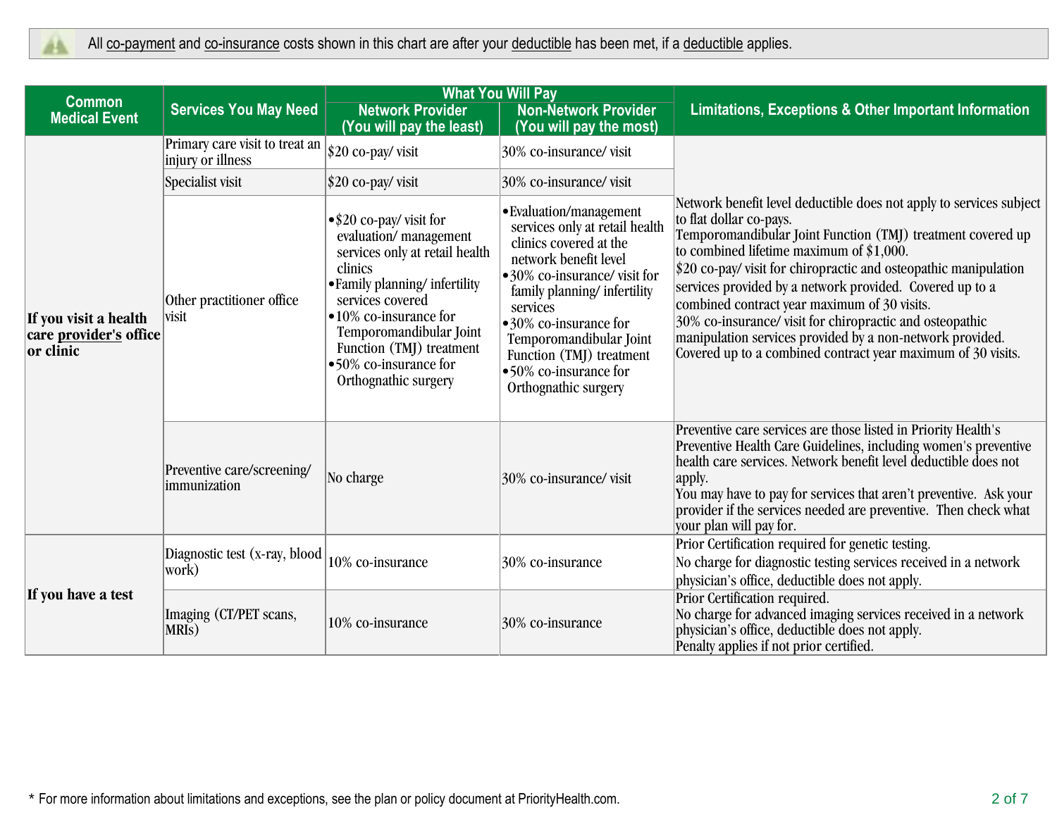All co-payment and co-insurance costs shown in this chart are after your deductible has been met, if a deductible applies.

| Common Medical Event | Services You May Need | What You Will Pay<br>Network Provider<br>(You will pay the least) | <br>Non-Network Provider<br>(You will pay the most) | Limitations, Exceptions & Other Important Information |
|---|---|---|---|---|
| If you visit a health care provider's office or clinic | Primary care visit to treat an injury or illness | $20 co-pay/ visit | 30% co-insurance/ visit | Network benefit level deductible does not apply to services subject to flat dollar co-pays.<br>Temporomandibular Joint Function (TMJ) treatment covered up to combined lifetime maximum of $1,000.<br>$20 co-pay/ visit for chiropractic and osteopathic manipulation services provided by a network provided. Covered up to a combined contract year maximum of 30 visits.<br>30% co-insurance/ visit for chiropractic and osteopathic manipulation services provided by a non-network provided. Covered up to a combined contract year maximum of 30 visits. |
| | Specialist visit | $20 co-pay/ visit | 30% co-insurance/ visit | |
| | Other practitioner office visit | • $20 co-pay/ visit for evaluation/ management services only at retail health clinics<br>• Family planning/ infertility services covered<br>• 10% co-insurance for Temporomandibular Joint Function (TMJ) treatment<br>• 50% co-insurance for Orthognathic surgery | • Evaluation/management services only at retail health clinics covered at the network benefit level<br>• 30% co-insurance/ visit for family planning/ infertility services<br>• 30% co-insurance for Temporomandibular Joint Function (TMJ) treatment<br>• 50% co-insurance for Orthognathic surgery | |
| | Preventive care/screening/ immunization | No charge | 30% co-insurance/ visit | Preventive care services are those listed in Priority Health's Preventive Health Care Guidelines, including women's preventive health care services. Network benefit level deductible does not apply.<br>You may have to pay for services that aren't preventive. Ask your provider if the services needed are preventive. Then check what your plan will pay for. |
| If you have a test | Diagnostic test (x-ray, blood work) | 10% co-insurance | 30% co-insurance | Prior Certification required for genetic testing.<br>No charge for diagnostic testing services received in a network physician's office, deductible does not apply. |
| | Imaging (CT/PET scans, MRIs) | 10% co-insurance | 30% co-insurance | Prior Certification required.<br>No charge for advanced imaging services received in a network physician's office, deductible does not apply.<br>Penalty applies if not prior certified. |

* For more information about limitations and exceptions, see the plan or policy document at PriorityHealth.com.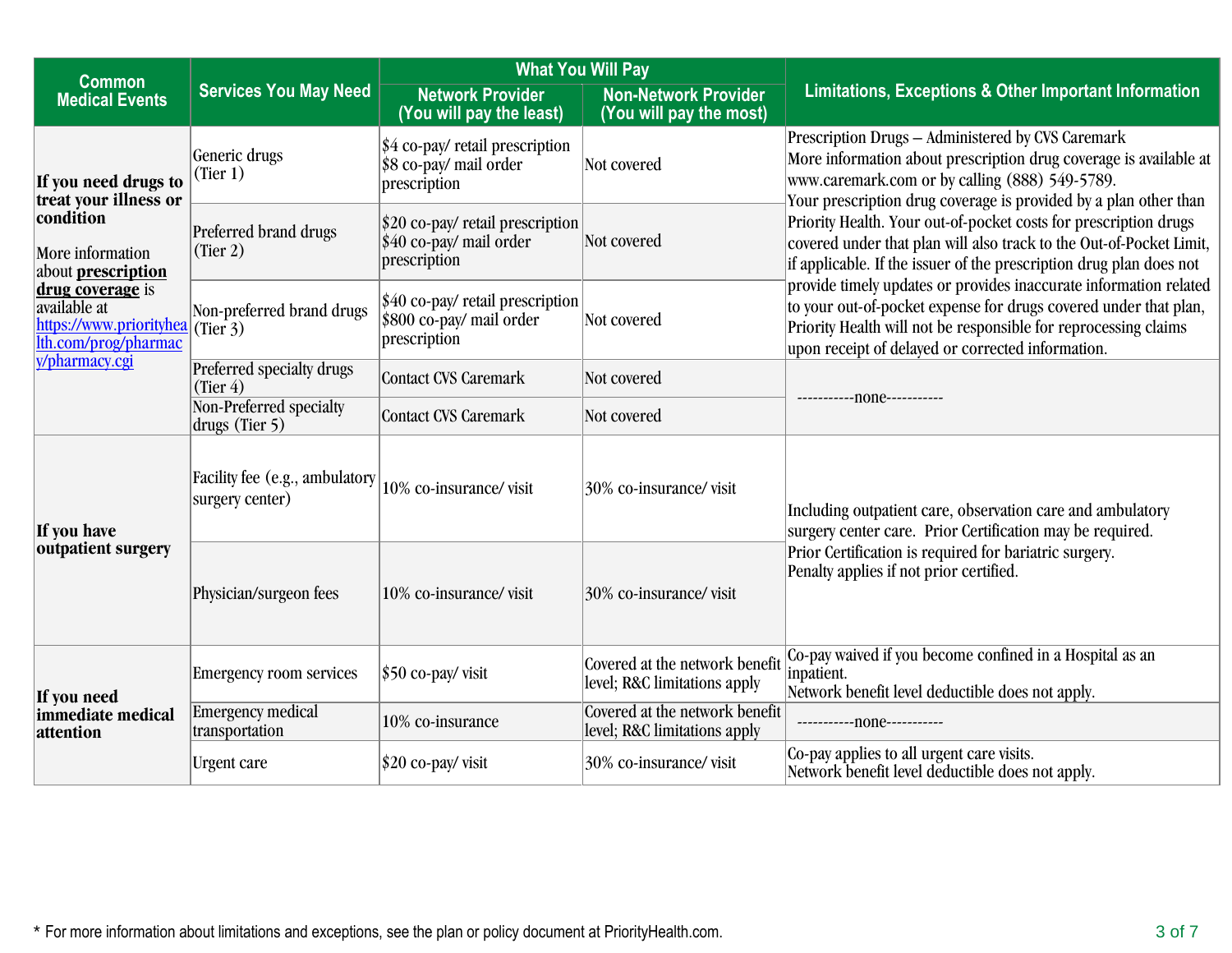| Common Medical Events | Services You May Need | What You Will Pay | | Limitations, Exceptions & Other Important Information |
|---|---|---|---|---|
| | | Network Provider (You will pay the least) | Non-Network Provider (You will pay the most) | |
| **If you need drugs to treat your illness or condition** More information about **prescription drug coverage** is available at https://www.priorityhealth.com/prog/pharmacy/pharmacy.cgi | Generic drugs (Tier 1) | $4 co-pay/ retail prescription $8 co-pay/ mail order prescription | Not covered | Prescription Drugs – Administered by CVS Caremark More information about prescription drug coverage is available at www.caremark.com or by calling (888) 549-5789. Your prescription drug coverage is provided by a plan other than Priority Health. Your out-of-pocket costs for prescription drugs covered under that plan will also track to the Out-of-Pocket Limit, if applicable. If the issuer of the prescription drug plan does not provide timely updates or provides inaccurate information related to your out-of-pocket expense for drugs covered under that plan, Priority Health will not be responsible for reprocessing claims upon receipt of delayed or corrected information. |
| | Preferred brand drugs (Tier 2) | $20 co-pay/ retail prescription $40 co-pay/ mail order prescription | Not covered | |
| | Non-preferred brand drugs (Tier 3) | $40 co-pay/ retail prescription $800 co-pay/ mail order prescription | Not covered | |
| | Preferred specialty drugs (Tier 4) | Contact CVS Caremark | Not covered | -----------none---------- |
| | Non-Preferred specialty drugs (Tier 5) | Contact CVS Caremark | Not covered | |
| **If you have outpatient surgery** | Facility fee (e.g., ambulatory surgery center) | 10% co-insurance/ visit | 30% co-insurance/ visit | Including outpatient care, observation care and ambulatory surgery center care. Prior Certification may be required. Prior Certification is required for bariatric surgery. Penalty applies if not prior certified. |
| | Physician/surgeon fees | 10% co-insurance/ visit | 30% co-insurance/ visit | |
| **If you need immediate medical attention** | Emergency room services | $50 co-pay/ visit | Covered at the network benefit level; R&C limitations apply | Co-pay waived if you become confined in a Hospital as an inpatient. Network benefit level deductible does not apply. |
| | Emergency medical transportation | 10% co-insurance | Covered at the network benefit level; R&C limitations apply | -----------none---------- |
| | Urgent care | $20 co-pay/ visit | 30% co-insurance/ visit | Co-pay applies to all urgent care visits. Network benefit level deductible does not apply. |

* For more information about limitations and exceptions, see the plan or policy document at PriorityHealth.com.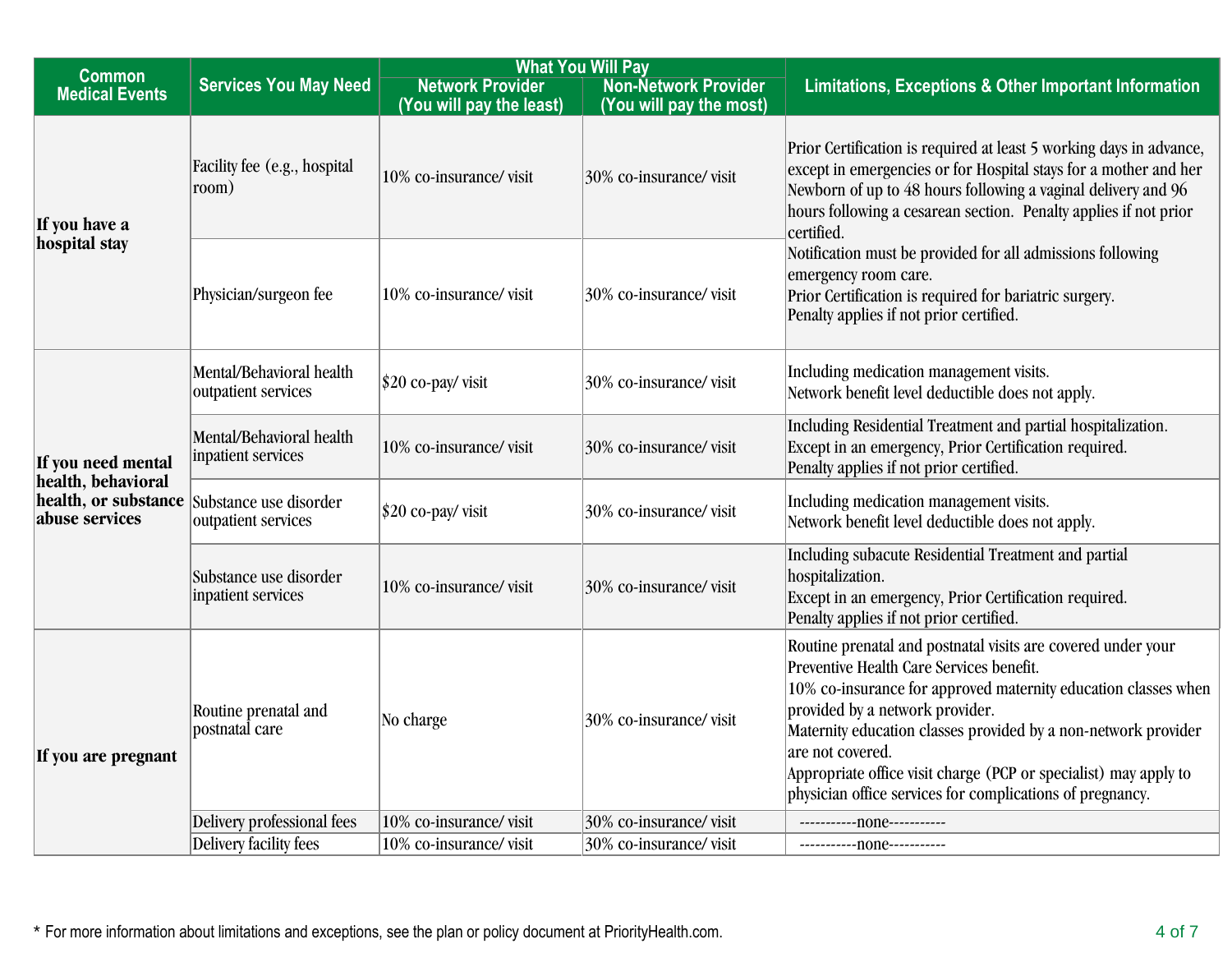| Common Medical Events | Services You May Need | What You Will Pay | | Limitations, Exceptions & Other Important Information |
|---|---|---|---|---|
| | | Network Provider (You will pay the least) | Non-Network Provider (You will pay the most) | |
| If you have a hospital stay | Facility fee (e.g., hospital room) | 10% co-insurance/ visit | 30% co-insurance/ visit | Prior Certification is required at least 5 working days in advance, except in emergencies or for Hospital stays for a mother and her Newborn of up to 48 hours following a vaginal delivery and 96 hours following a cesarean section. Penalty applies if not prior certified. Notification must be provided for all admissions following emergency room care. Prior Certification is required for bariatric surgery. Penalty applies if not prior certified. |
| | Physician/surgeon fee | 10% co-insurance/ visit | 30% co-insurance/ visit | |
| If you need mental health, behavioral health, or substance abuse services | Mental/Behavioral health outpatient services | $20 co-pay/ visit | 30% co-insurance/ visit | Including medication management visits. Network benefit level deductible does not apply. |
| | Mental/Behavioral health inpatient services | 10% co-insurance/ visit | 30% co-insurance/ visit | Including Residential Treatment and partial hospitalization. Except in an emergency, Prior Certification required. Penalty applies if not prior certified. |
| | Substance use disorder outpatient services | $20 co-pay/ visit | 30% co-insurance/ visit | Including medication management visits. Network benefit level deductible does not apply. |
| | Substance use disorder inpatient services | 10% co-insurance/ visit | 30% co-insurance/ visit | Including subacute Residential Treatment and partial hospitalization. Except in an emergency, Prior Certification required. Penalty applies if not prior certified. |
| If you are pregnant | Routine prenatal and postnatal care | No charge | 30% co-insurance/ visit | Routine prenatal and postnatal visits are covered under your Preventive Health Care Services benefit. 10% co-insurance for approved maternity education classes when provided by a network provider. Maternity education classes provided by a non-network provider are not covered. Appropriate office visit charge (PCP or specialist) may apply to physician office services for complications of pregnancy. |
| | Delivery professional fees | 10% co-insurance/ visit | 30% co-insurance/ visit | -----------none----------- |
| | Delivery facility fees | 10% co-insurance/ visit | 30% co-insurance/ visit | -----------none----------- |

* For more information about limitations and exceptions, see the plan or policy document at PriorityHealth.com.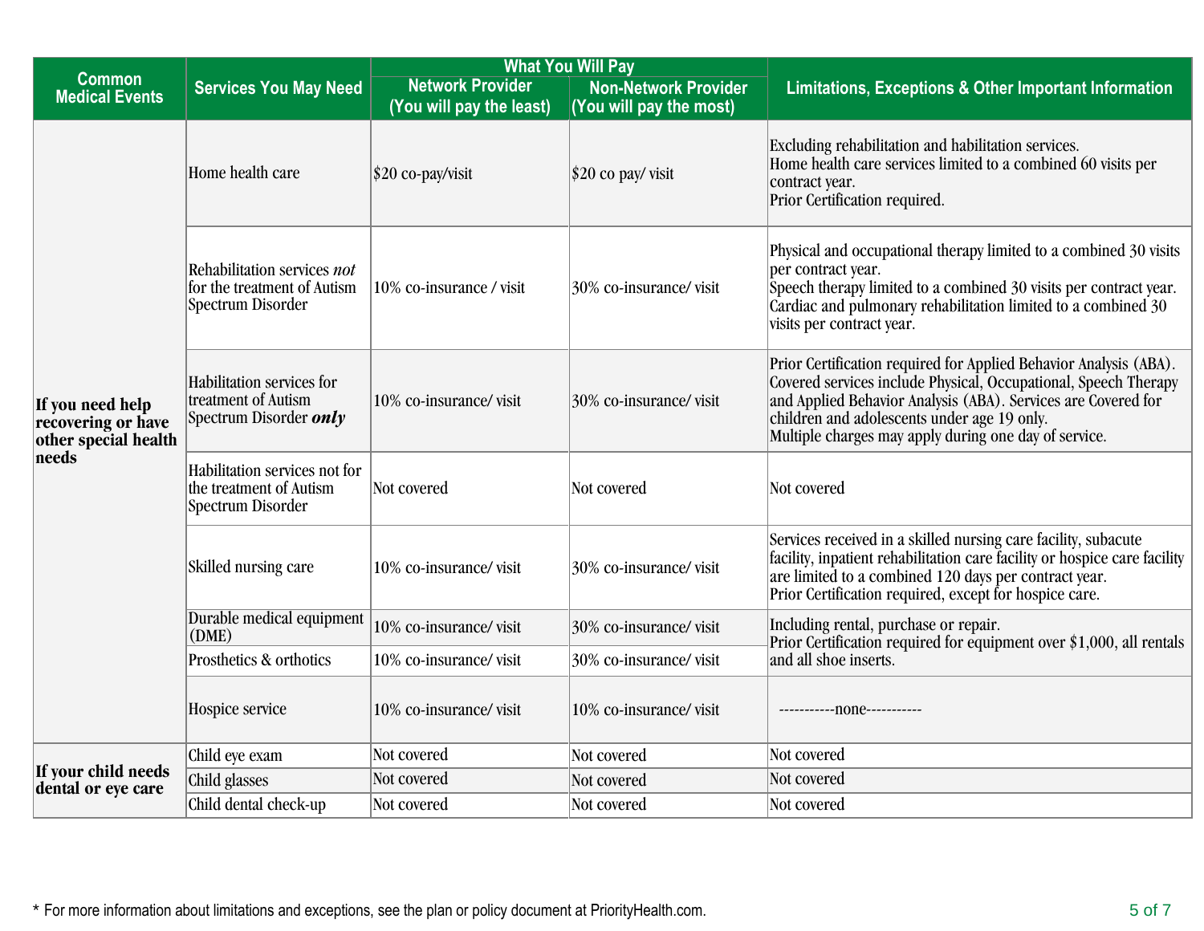| Common Medical Events | Services You May Need | What You Will Pay | | Limitations, Exceptions & Other Important Information |
|---|---|---|---|---|
| | | Network Provider (You will pay the least) | Non-Network Provider (You will pay the most) | |
| If you need help recovering or have other special health needs | Home health care | $20 co-pay/visit | $20 co pay/ visit | Excluding rehabilitation and habilitation services.<br>Home health care services limited to a combined 60 visits per contract year.<br>Prior Certification required. |
| | Rehabilitation services *not* for the treatment of Autism Spectrum Disorder | 10% co-insurance / visit | 30% co-insurance/ visit | Physical and occupational therapy limited to a combined 30 visits per contract year.<br>Speech therapy limited to a combined 30 visits per contract year.<br>Cardiac and pulmonary rehabilitation limited to a combined 30 visits per contract year. |
| | Habilitation services for treatment of Autism Spectrum Disorder ***only*** | 10% co-insurance/ visit | 30% co-insurance/ visit | Prior Certification required for Applied Behavior Analysis (ABA).<br>Covered services include Physical, Occupational, Speech Therapy and Applied Behavior Analysis (ABA). Services are Covered for children and adolescents under age 19 only.<br>Multiple charges may apply during one day of service. |
| | Habilitation services not for the treatment of Autism Spectrum Disorder | Not covered | Not covered | Not covered |
| | Skilled nursing care | 10% co-insurance/ visit | 30% co-insurance/ visit | Services received in a skilled nursing care facility, subacute facility, inpatient rehabilitation care facility or hospice care facility are limited to a combined 120 days per contract year.<br>Prior Certification required, except for hospice care. |
| | Durable medical equipment (DME) | 10% co-insurance/ visit | 30% co-insurance/ visit | Including rental, purchase or repair.<br>Prior Certification required for equipment over $1,000, all rentals and all shoe inserts. |
| | Prosthetics & orthotics | 10% co-insurance/ visit | 30% co-insurance/ visit | |
| | Hospice service | 10% co-insurance/ visit | 10% co-insurance/ visit | -----------none----------- |
| If your child needs dental or eye care | Child eye exam | Not covered | Not covered | Not covered |
| | Child glasses | Not covered | Not covered | Not covered |
| | Child dental check-up | Not covered | Not covered | Not covered |

* For more information about limitations and exceptions, see the plan or policy document at PriorityHealth.com.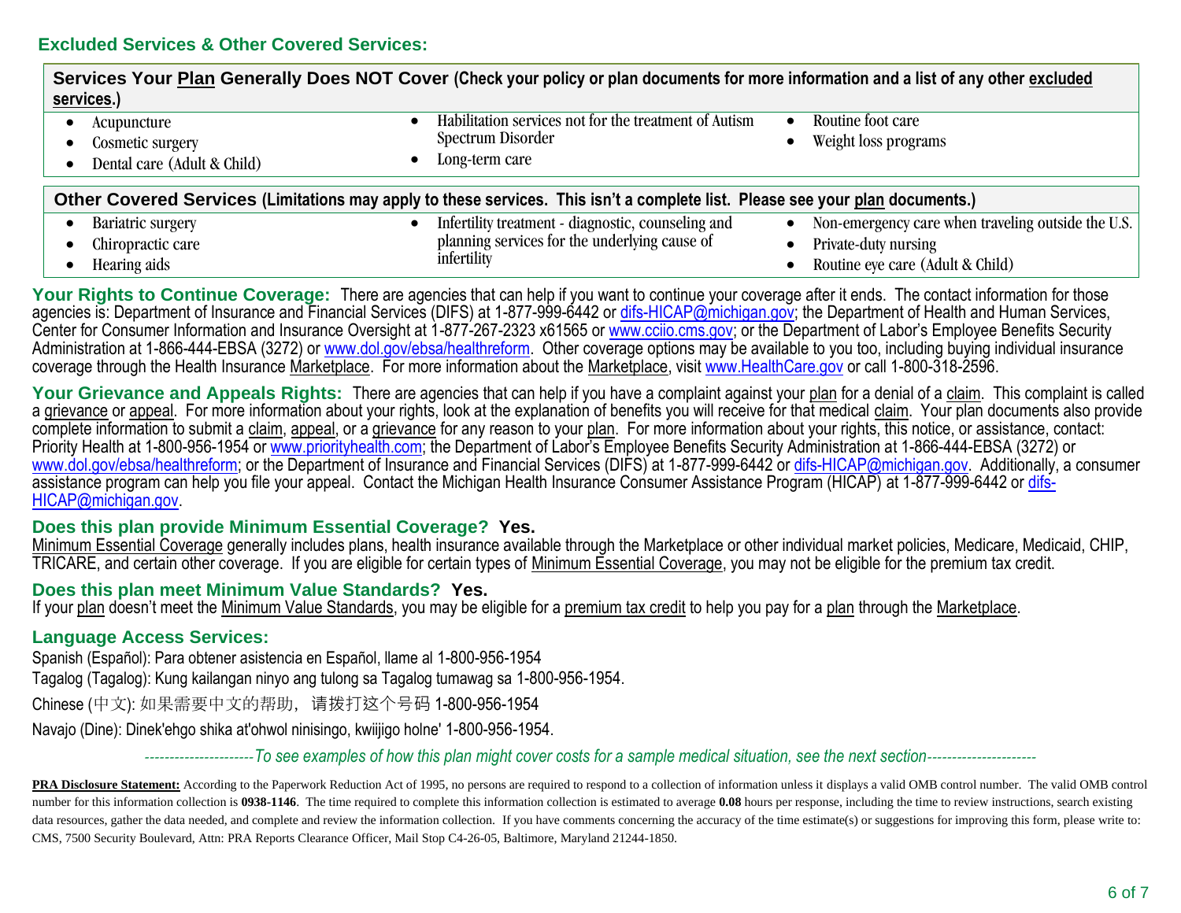## Excluded Services & Other Covered Services:

| **Services Your Plan Generally Does NOT Cover** (Check your policy or plan documents for more information and a list of any other excluded services.) | | |
|---|---|---|
| • Acupuncture<br>• Cosmetic surgery<br>• Dental care (Adult & Child) | • Habilitation services not for the treatment of Autism Spectrum Disorder<br>• Long-term care | • Routine foot care<br>• Weight loss programs |

| **Other Covered Services** (Limitations may apply to these services. This isn't a complete list. Please see your plan documents.) | | |
|---|---|---|
| • Bariatric surgery<br>• Chiropractic care<br>• Hearing aids | • Infertility treatment - diagnostic, counseling and planning services for the underlying cause of infertility | • Non-emergency care when traveling outside the U.S.<br>• Private-duty nursing<br>• Routine eye care (Adult & Child) |

**Your Rights to Continue Coverage:** There are agencies that can help if you want to continue your coverage after it ends. The contact information for those agencies is: Department of Insurance and Financial Services (DIFS) at 1-877-999-6442 or difs-HICAP@michigan.gov; the Department of Health and Human Services, Center for Consumer Information and Insurance Oversight at 1-877-267-2323 x61565 or www.cciio.cms.gov; or the Department of Labor's Employee Benefits Security Administration at 1-866-444-EBSA (3272) or www.dol.gov/ebsa/healthreform. Other coverage options may be available to you too, including buying individual insurance coverage through the Health Insurance Marketplace. For more information about the Marketplace, visit www.HealthCare.gov or call 1-800-318-2596.

**Your Grievance and Appeals Rights:** There are agencies that can help if you have a complaint against your plan for a denial of a claim. This complaint is called a grievance or appeal. For more information about your rights, look at the explanation of benefits you will receive for that medical claim. Your plan documents also provide complete information to submit a claim, appeal, or a grievance for any reason to your plan. For more information about your rights, this notice, or assistance, contact: Priority Health at 1-800-956-1954 or www.priorityhealth.com; the Department of Labor's Employee Benefits Security Administration at 1-866-444-EBSA (3272) or www.dol.gov/ebsa/healthreform; or the Department of Insurance and Financial Services (DIFS) at 1-877-999-6442 or difs-HICAP@michigan.gov. Additionally, a consumer assistance program can help you file your appeal. Contact the Michigan Health Insurance Consumer Assistance Program (HICAP) at 1-877-999-6442 or difs-HICAP@michigan.gov.

**Does this plan provide Minimum Essential Coverage? Yes.**

Minimum Essential Coverage generally includes plans, health insurance available through the Marketplace or other individual market policies, Medicare, Medicaid, CHIP, TRICARE, and certain other coverage. If you are eligible for certain types of Minimum Essential Coverage, you may not be eligible for the premium tax credit.

**Does this plan meet Minimum Value Standards? Yes.**

If your plan doesn't meet the Minimum Value Standards, you may be eligible for a premium tax credit to help you pay for a plan through the Marketplace.

**Language Access Services:**

Spanish (Español): Para obtener asistencia en Español, llame al 1-800-956-1954

Tagalog (Tagalog): Kung kailangan ninyo ang tulong sa Tagalog tumawag sa 1-800-956-1954.

Chinese (中文): 如果需要中文的帮助，请拨打这个号码 1-800-956-1954

Navajo (Dine): Dinek'ehgo shika at'ohwol ninisingo, kwiijigo holne' 1-800-956-1954.

*---------------------To see examples of how this plan might cover costs for a sample medical situation, see the next section---------------------*

**PRA Disclosure Statement:** According to the Paperwork Reduction Act of 1995, no persons are required to respond to a collection of information unless it displays a valid OMB control number. The valid OMB control number for this information collection is **0938-1146**. The time required to complete this information collection is estimated to average **0.08** hours per response, including the time to review instructions, search existing data resources, gather the data needed, and complete and review the information collection. If you have comments concerning the accuracy of the time estimate(s) or suggestions for improving this form, please write to: CMS, 7500 Security Boulevard, Attn: PRA Reports Clearance Officer, Mail Stop C4-26-05, Baltimore, Maryland 21244-1850.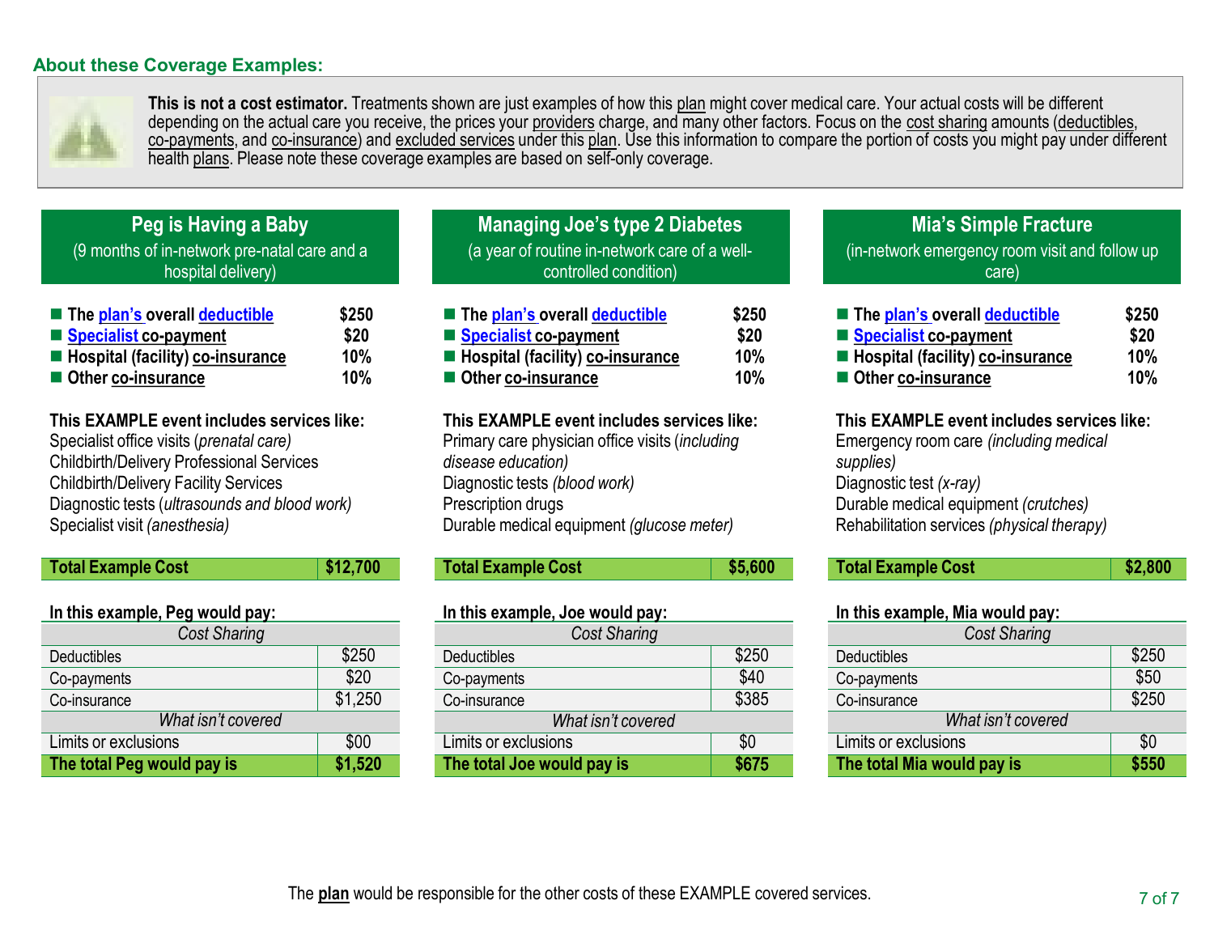## About these Coverage Examples:

**This is not a cost estimator.** Treatments shown are just examples of how this plan might cover medical care. Your actual costs will be different depending on the actual care you receive, the prices your providers charge, and many other factors. Focus on the cost sharing amounts (deductibles, co-payments, and co-insurance) and excluded services under this plan. Use this information to compare the portion of costs you might pay under different health plans. Please note these coverage examples are based on self-only coverage.

### Peg is Having a Baby

(9 months of in-network pre-natal care and a hospital delivery)

| | |
|---|---|
| **The plan's overall deductible** | **$250** |
| **Specialist co-payment** | **$20** |
| **Hospital (facility) co-insurance** | **10%** |
| **Other co-insurance** | **10%** |

**This EXAMPLE event includes services like:**
Specialist office visits (*prenatal care)*
Childbirth/Delivery Professional Services
Childbirth/Delivery Facility Services
Diagnostic tests (*ultrasounds and blood work)*
Specialist visit *(anesthesia)*

| | |
|---|---|
| **Total Example Cost** | **$12,700** |

**In this example, Peg would pay:**

| *Cost Sharing* | |
|---|---|
| Deductibles | $250 |
| Co-payments | $20 |
| Co-insurance | $1,250 |
| *What isn't covered* | |
| Limits or exclusions | $00 |
| **The total Peg would pay is** | **$1,520** |

### Managing Joe's type 2 Diabetes

(a year of routine in-network care of a well-controlled condition)

| | |
|---|---|
| **The plan's overall deductible** | **$250** |
| **Specialist co-payment** | **$20** |
| **Hospital (facility) co-insurance** | **10%** |
| **Other co-insurance** | **10%** |

**This EXAMPLE event includes services like:**
Primary care physician office visits (*including disease education)*
Diagnostic tests *(blood work)*
Prescription drugs
Durable medical equipment *(glucose meter)*

| | |
|---|---|
| **Total Example Cost** | **$5,600** |

**In this example, Joe would pay:**

| *Cost Sharing* | |
|---|---|
| Deductibles | $250 |
| Co-payments | $40 |
| Co-insurance | $385 |
| *What isn't covered* | |
| Limits or exclusions | $0 |
| **The total Joe would pay is** | **$675** |

### Mia's Simple Fracture

(in-network emergency room visit and follow up care)

| | |
|---|---|
| **The plan's overall deductible** | **$250** |
| **Specialist co-payment** | **$20** |
| **Hospital (facility) co-insurance** | **10%** |
| **Other co-insurance** | **10%** |

**This EXAMPLE event includes services like:**
Emergency room care *(including medical supplies)*
Diagnostic test *(x-ray)*
Durable medical equipment *(crutches)*
Rehabilitation services *(physical therapy)*

| | |
|---|---|
| **Total Example Cost** | **$2,800** |

**In this example, Mia would pay:**

| *Cost Sharing* | |
|---|---|
| Deductibles | $250 |
| Co-payments | $50 |
| Co-insurance | $250 |
| *What isn't covered* | |
| Limits or exclusions | $0 |
| **The total Mia would pay is** | **$550** |

The **plan** would be responsible for the other costs of these EXAMPLE covered services.